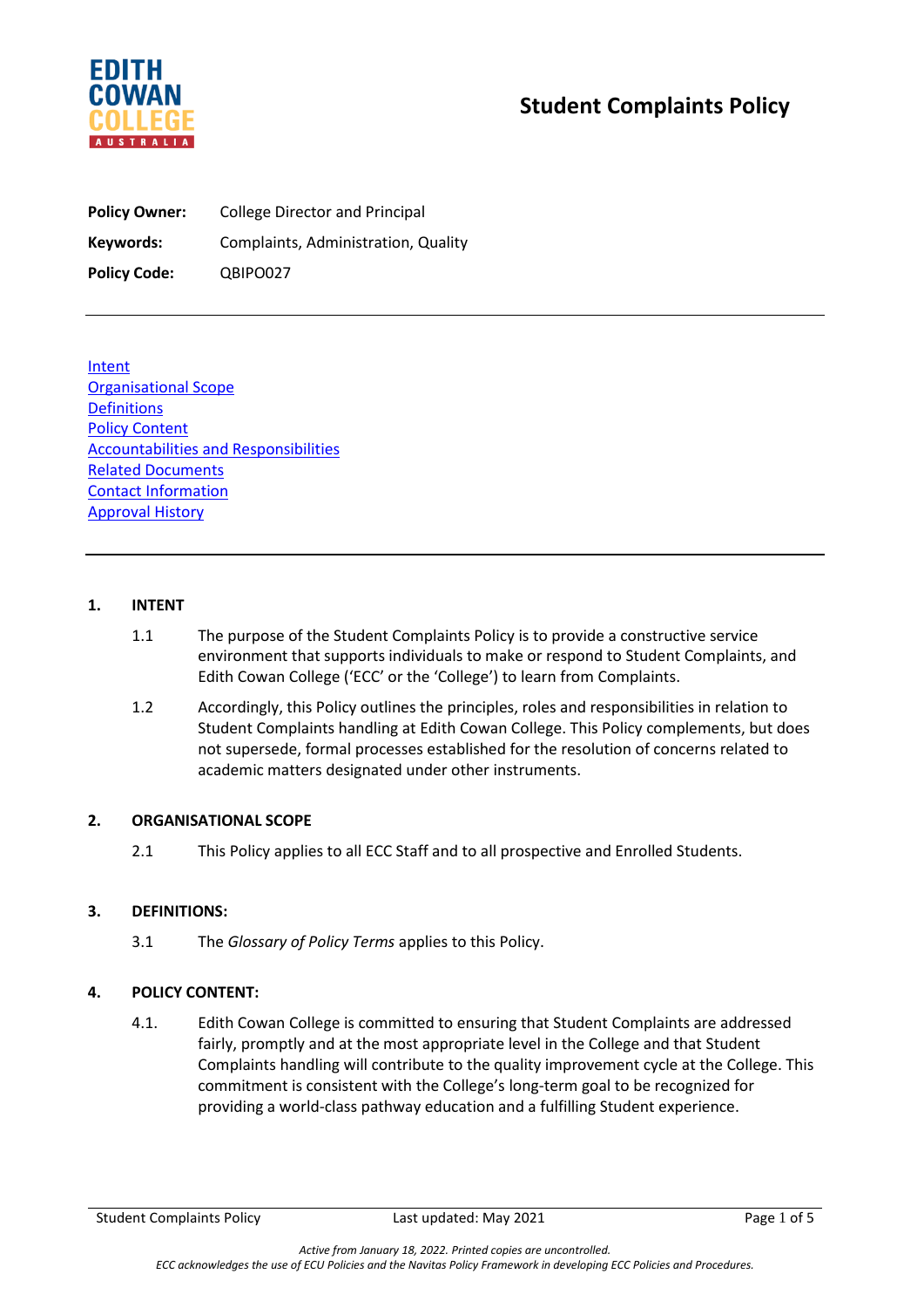# Student Complaints Policy

**Policy Owner:** College Director and Principal

**Keywords:** Complaints, Administration, Quality

**Policy Code:** QBIPO027

---

Intent
Organisational Scope
Definitions
Policy Content
Accountabilities and Responsibilities
Related Documents
Contact Information
Approval History

---

## 1. INTENT

1.1 The purpose of the Student Complaints Policy is to provide a constructive service environment that supports individuals to make or respond to Student Complaints, and Edith Cowan College ('ECC' or the 'College') to learn from Complaints.

1.2 Accordingly, this Policy outlines the principles, roles and responsibilities in relation to Student Complaints handling at Edith Cowan College. This Policy complements, but does not supersede, formal processes established for the resolution of concerns related to academic matters designated under other instruments.

## 2. ORGANISATIONAL SCOPE

2.1 This Policy applies to all ECC Staff and to all prospective and Enrolled Students.

## 3. DEFINITIONS:

3.1 The *Glossary of Policy Terms* applies to this Policy.

## 4. POLICY CONTENT:

4.1. Edith Cowan College is committed to ensuring that Student Complaints are addressed fairly, promptly and at the most appropriate level in the College and that Student Complaints handling will contribute to the quality improvement cycle at the College. This commitment is consistent with the College's long-term goal to be recognized for providing a world-class pathway education and a fulfilling Student experience.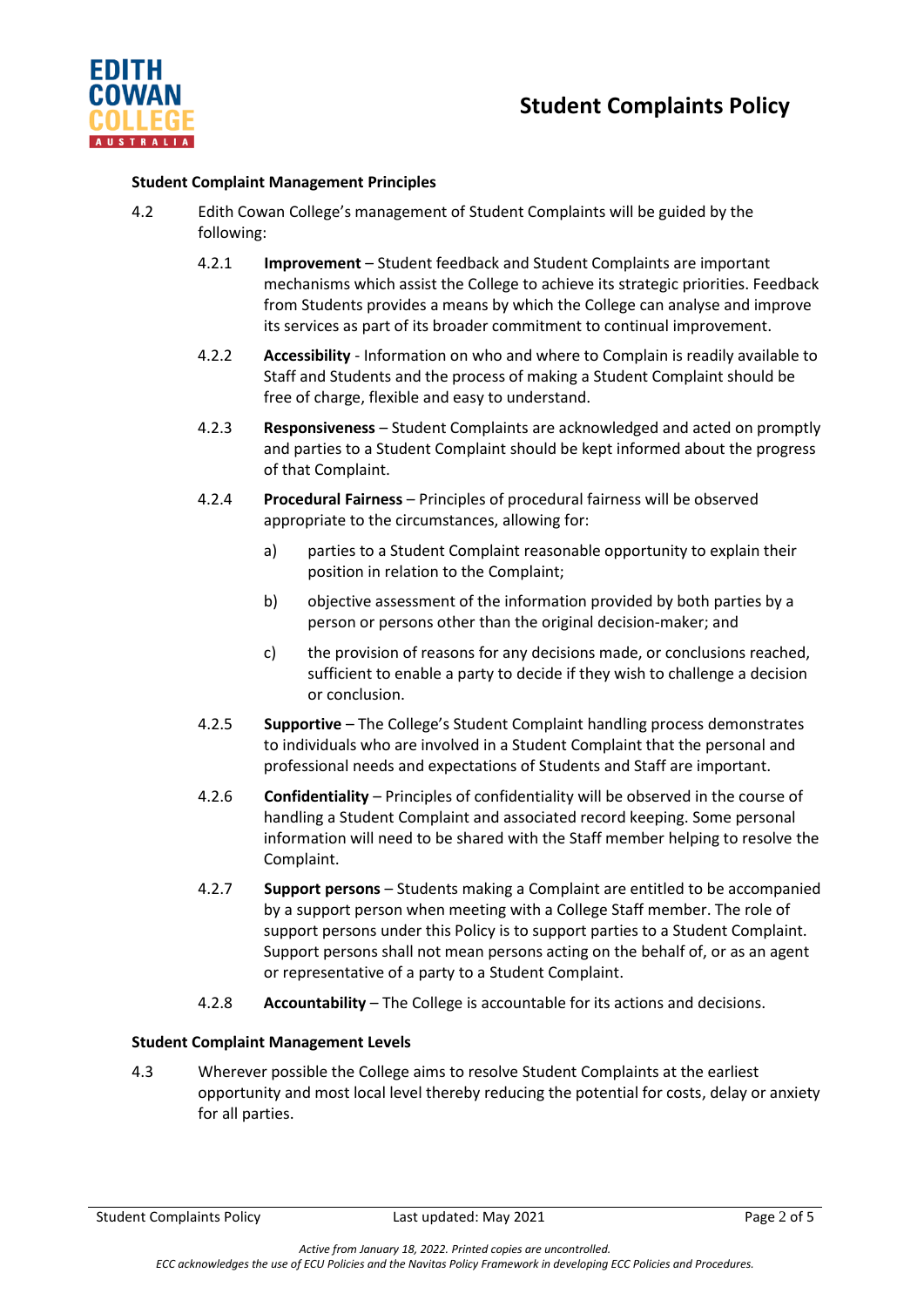### Student Complaint Management Principles

4.2 Edith Cowan College's management of Student Complaints will be guided by the following:

4.2.1 **Improvement** – Student feedback and Student Complaints are important mechanisms which assist the College to achieve its strategic priorities. Feedback from Students provides a means by which the College can analyse and improve its services as part of its broader commitment to continual improvement.

4.2.2 **Accessibility** - Information on who and where to Complain is readily available to Staff and Students and the process of making a Student Complaint should be free of charge, flexible and easy to understand.

4.2.3 **Responsiveness** – Student Complaints are acknowledged and acted on promptly and parties to a Student Complaint should be kept informed about the progress of that Complaint.

4.2.4 **Procedural Fairness** – Principles of procedural fairness will be observed appropriate to the circumstances, allowing for:

a) parties to a Student Complaint reasonable opportunity to explain their position in relation to the Complaint;

b) objective assessment of the information provided by both parties by a person or persons other than the original decision-maker; and

c) the provision of reasons for any decisions made, or conclusions reached, sufficient to enable a party to decide if they wish to challenge a decision or conclusion.

4.2.5 **Supportive** – The College's Student Complaint handling process demonstrates to individuals who are involved in a Student Complaint that the personal and professional needs and expectations of Students and Staff are important.

4.2.6 **Confidentiality** – Principles of confidentiality will be observed in the course of handling a Student Complaint and associated record keeping. Some personal information will need to be shared with the Staff member helping to resolve the Complaint.

4.2.7 **Support persons** – Students making a Complaint are entitled to be accompanied by a support person when meeting with a College Staff member. The role of support persons under this Policy is to support parties to a Student Complaint. Support persons shall not mean persons acting on the behalf of, or as an agent or representative of a party to a Student Complaint.

4.2.8 **Accountability** – The College is accountable for its actions and decisions.

### Student Complaint Management Levels

4.3 Wherever possible the College aims to resolve Student Complaints at the earliest opportunity and most local level thereby reducing the potential for costs, delay or anxiety for all parties.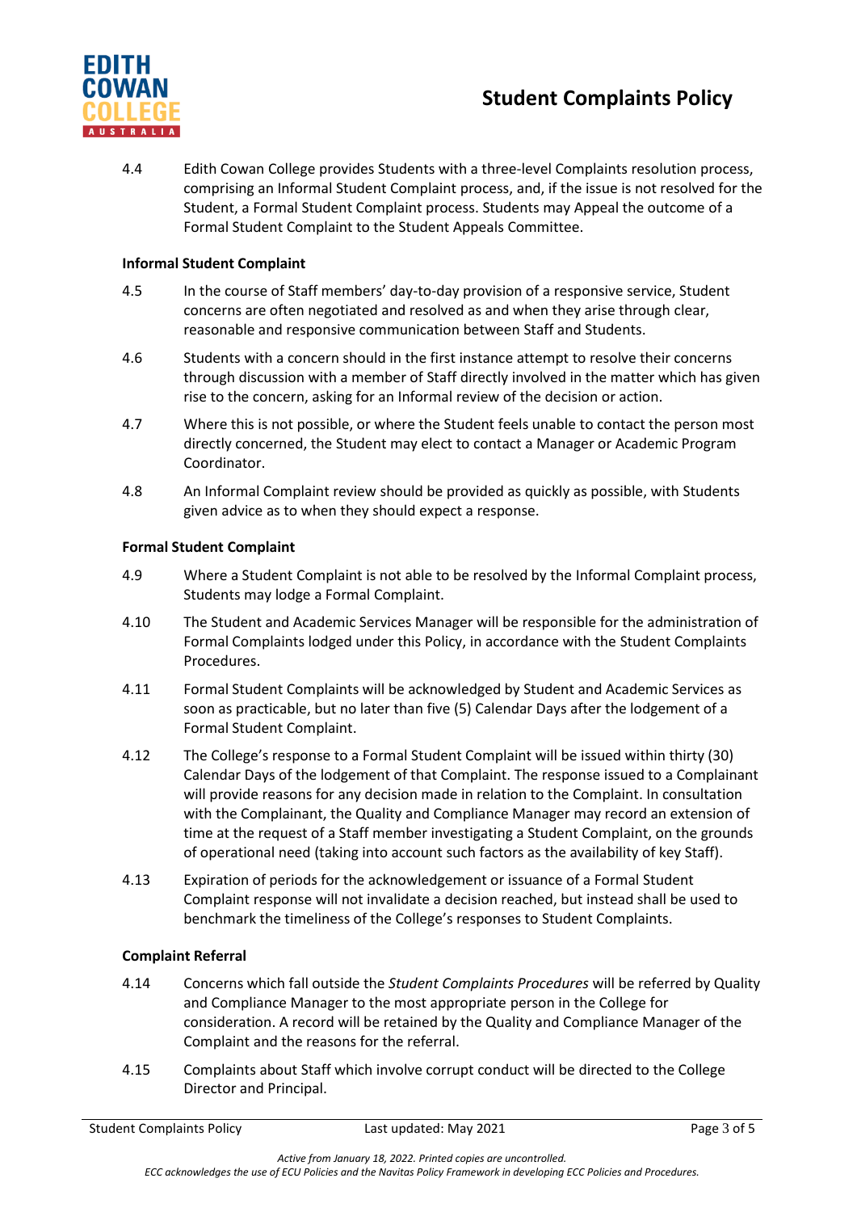4.4 Edith Cowan College provides Students with a three-level Complaints resolution process, comprising an Informal Student Complaint process, and, if the issue is not resolved for the Student, a Formal Student Complaint process. Students may Appeal the outcome of a Formal Student Complaint to the Student Appeals Committee.

**Informal Student Complaint**

4.5 In the course of Staff members' day-to-day provision of a responsive service, Student concerns are often negotiated and resolved as and when they arise through clear, reasonable and responsive communication between Staff and Students.

4.6 Students with a concern should in the first instance attempt to resolve their concerns through discussion with a member of Staff directly involved in the matter which has given rise to the concern, asking for an Informal review of the decision or action.

4.7 Where this is not possible, or where the Student feels unable to contact the person most directly concerned, the Student may elect to contact a Manager or Academic Program Coordinator.

4.8 An Informal Complaint review should be provided as quickly as possible, with Students given advice as to when they should expect a response.

**Formal Student Complaint**

4.9 Where a Student Complaint is not able to be resolved by the Informal Complaint process, Students may lodge a Formal Complaint.

4.10 The Student and Academic Services Manager will be responsible for the administration of Formal Complaints lodged under this Policy, in accordance with the Student Complaints Procedures.

4.11 Formal Student Complaints will be acknowledged by Student and Academic Services as soon as practicable, but no later than five (5) Calendar Days after the lodgement of a Formal Student Complaint.

4.12 The College's response to a Formal Student Complaint will be issued within thirty (30) Calendar Days of the lodgement of that Complaint. The response issued to a Complainant will provide reasons for any decision made in relation to the Complaint. In consultation with the Complainant, the Quality and Compliance Manager may record an extension of time at the request of a Staff member investigating a Student Complaint, on the grounds of operational need (taking into account such factors as the availability of key Staff).

4.13 Expiration of periods for the acknowledgement or issuance of a Formal Student Complaint response will not invalidate a decision reached, but instead shall be used to benchmark the timeliness of the College's responses to Student Complaints.

**Complaint Referral**

4.14 Concerns which fall outside the *Student Complaints Procedures* will be referred by Quality and Compliance Manager to the most appropriate person in the College for consideration. A record will be retained by the Quality and Compliance Manager of the Complaint and the reasons for the referral.

4.15 Complaints about Staff which involve corrupt conduct will be directed to the College Director and Principal.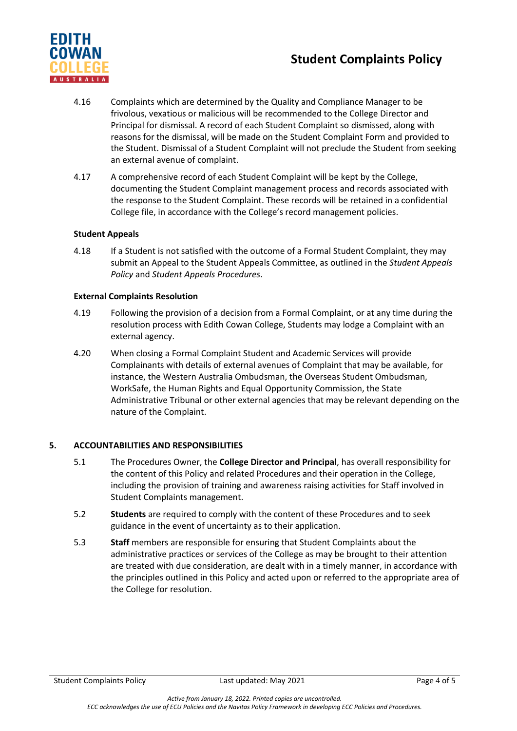4.16 Complaints which are determined by the Quality and Compliance Manager to be frivolous, vexatious or malicious will be recommended to the College Director and Principal for dismissal. A record of each Student Complaint so dismissed, along with reasons for the dismissal, will be made on the Student Complaint Form and provided to the Student. Dismissal of a Student Complaint will not preclude the Student from seeking an external avenue of complaint.

4.17 A comprehensive record of each Student Complaint will be kept by the College, documenting the Student Complaint management process and records associated with the response to the Student Complaint. These records will be retained in a confidential College file, in accordance with the College's record management policies.

**Student Appeals**

4.18 If a Student is not satisfied with the outcome of a Formal Student Complaint, they may submit an Appeal to the Student Appeals Committee, as outlined in the *Student Appeals Policy* and *Student Appeals Procedures*.

**External Complaints Resolution**

4.19 Following the provision of a decision from a Formal Complaint, or at any time during the resolution process with Edith Cowan College, Students may lodge a Complaint with an external agency.

4.20 When closing a Formal Complaint Student and Academic Services will provide Complainants with details of external avenues of Complaint that may be available, for instance, the Western Australia Ombudsman, the Overseas Student Ombudsman, WorkSafe, the Human Rights and Equal Opportunity Commission, the State Administrative Tribunal or other external agencies that may be relevant depending on the nature of the Complaint.

## 5. ACCOUNTABILITIES AND RESPONSIBILITIES

5.1 The Procedures Owner, the **College Director and Principal**, has overall responsibility for the content of this Policy and related Procedures and their operation in the College, including the provision of training and awareness raising activities for Staff involved in Student Complaints management.

5.2 **Students** are required to comply with the content of these Procedures and to seek guidance in the event of uncertainty as to their application.

5.3 **Staff** members are responsible for ensuring that Student Complaints about the administrative practices or services of the College as may be brought to their attention are treated with due consideration, are dealt with in a timely manner, in accordance with the principles outlined in this Policy and acted upon or referred to the appropriate area of the College for resolution.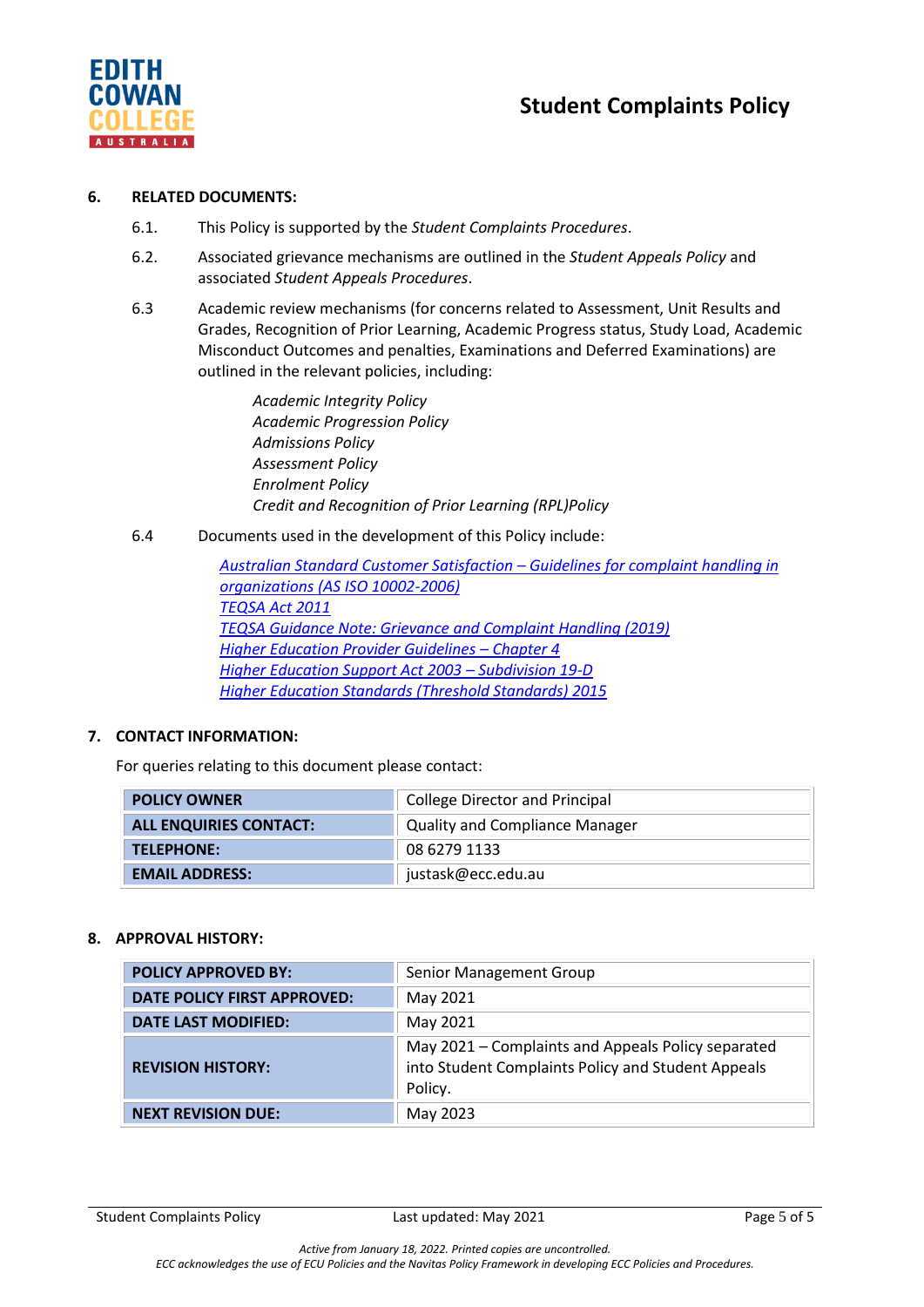## 6. RELATED DOCUMENTS:

6.1. This Policy is supported by the *Student Complaints Procedures*.

6.2. Associated grievance mechanisms are outlined in the *Student Appeals Policy* and associated *Student Appeals Procedures*.

6.3 Academic review mechanisms (for concerns related to Assessment, Unit Results and Grades, Recognition of Prior Learning, Academic Progress status, Study Load, Academic Misconduct Outcomes and penalties, Examinations and Deferred Examinations) are outlined in the relevant policies, including:

*Academic Integrity Policy*
*Academic Progression Policy*
*Admissions Policy*
*Assessment Policy*
*Enrolment Policy*
*Credit and Recognition of Prior Learning (RPL)Policy*

6.4 Documents used in the development of this Policy include:

*Australian Standard Customer Satisfaction – Guidelines for complaint handling in organizations (AS ISO 10002-2006)*
*TEQSA Act 2011*
*TEQSA Guidance Note: Grievance and Complaint Handling (2019)*
*Higher Education Provider Guidelines – Chapter 4*
*Higher Education Support Act 2003 – Subdivision 19-D*
*Higher Education Standards (Threshold Standards) 2015*

## 7. CONTACT INFORMATION:

For queries relating to this document please contact:

| | |
|---|---|
| **POLICY OWNER** | College Director and Principal |
| **ALL ENQUIRIES CONTACT:** | Quality and Compliance Manager |
| **TELEPHONE:** | 08 6279 1133 |
| **EMAIL ADDRESS:** | justask@ecc.edu.au |

## 8. APPROVAL HISTORY:

| | |
|---|---|
| **POLICY APPROVED BY:** | Senior Management Group |
| **DATE POLICY FIRST APPROVED:** | May 2021 |
| **DATE LAST MODIFIED:** | May 2021 |
| **REVISION HISTORY:** | May 2021 – Complaints and Appeals Policy separated into Student Complaints Policy and Student Appeals Policy. |
| **NEXT REVISION DUE:** | May 2023 |

*Active from January 18, 2022. Printed copies are uncontrolled.*
*ECC acknowledges the use of ECU Policies and the Navitas Policy Framework in developing ECC Policies and Procedures.*